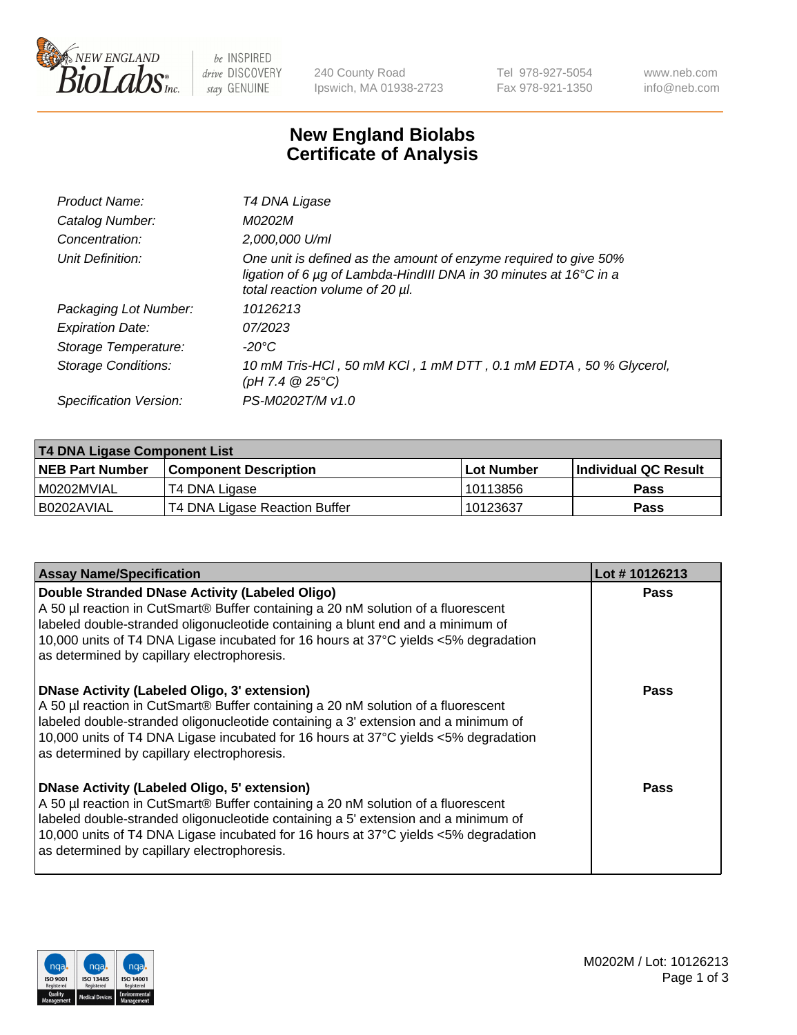NEW ENGLAND BioLabs Inc. — be INSPIRED drive DISCOVERY stay GENUINE

240 County Road
Ipswich, MA 01938-2723

Tel 978-927-5054
Fax 978-921-1350

www.neb.com
info@neb.com

# New England Biolabs
# Certificate of Analysis

| | |
|---|---|
| *Product Name:* | *T4 DNA Ligase* |
| *Catalog Number:* | *M0202M* |
| *Concentration:* | *2,000,000 U/ml* |
| *Unit Definition:* | *One unit is defined as the amount of enzyme required to give 50% ligation of 6 µg of Lambda-HindIII DNA in 30 minutes at 16°C in a total reaction volume of 20 µl.* |
| *Packaging Lot Number:* | *10126213* |
| *Expiration Date:* | *07/2023* |
| *Storage Temperature:* | *-20°C* |
| *Storage Conditions:* | *10 mM Tris-HCl , 50 mM KCl , 1 mM DTT , 0.1 mM EDTA , 50 % Glycerol, (pH 7.4 @ 25°C)* |
| *Specification Version:* | *PS-M0202T/M v1.0* |

| **T4 DNA Ligase Component List** | | | |
|---|---|---|---|
| **NEB Part Number** | **Component Description** | **Lot Number** | **Individual QC Result** |
| M0202MVIAL | T4 DNA Ligase | 10113856 | **Pass** |
| B0202AVIAL | T4 DNA Ligase Reaction Buffer | 10123637 | **Pass** |

| **Assay Name/Specification** | **Lot # 10126213** |
|---|---|
| **Double Stranded DNase Activity (Labeled Oligo)** A 50 µl reaction in CutSmart® Buffer containing a 20 nM solution of a fluorescent labeled double-stranded oligonucleotide containing a blunt end and a minimum of 10,000 units of T4 DNA Ligase incubated for 16 hours at 37°C yields <5% degradation as determined by capillary electrophoresis. | **Pass** |
| **DNase Activity (Labeled Oligo, 3' extension)** A 50 µl reaction in CutSmart® Buffer containing a 20 nM solution of a fluorescent labeled double-stranded oligonucleotide containing a 3' extension and a minimum of 10,000 units of T4 DNA Ligase incubated for 16 hours at 37°C yields <5% degradation as determined by capillary electrophoresis. | **Pass** |
| **DNase Activity (Labeled Oligo, 5' extension)** A 50 µl reaction in CutSmart® Buffer containing a 20 nM solution of a fluorescent labeled double-stranded oligonucleotide containing a 5' extension and a minimum of 10,000 units of T4 DNA Ligase incubated for 16 hours at 37°C yields <5% degradation as determined by capillary electrophoresis. | **Pass** |

M0202M / Lot: 10126213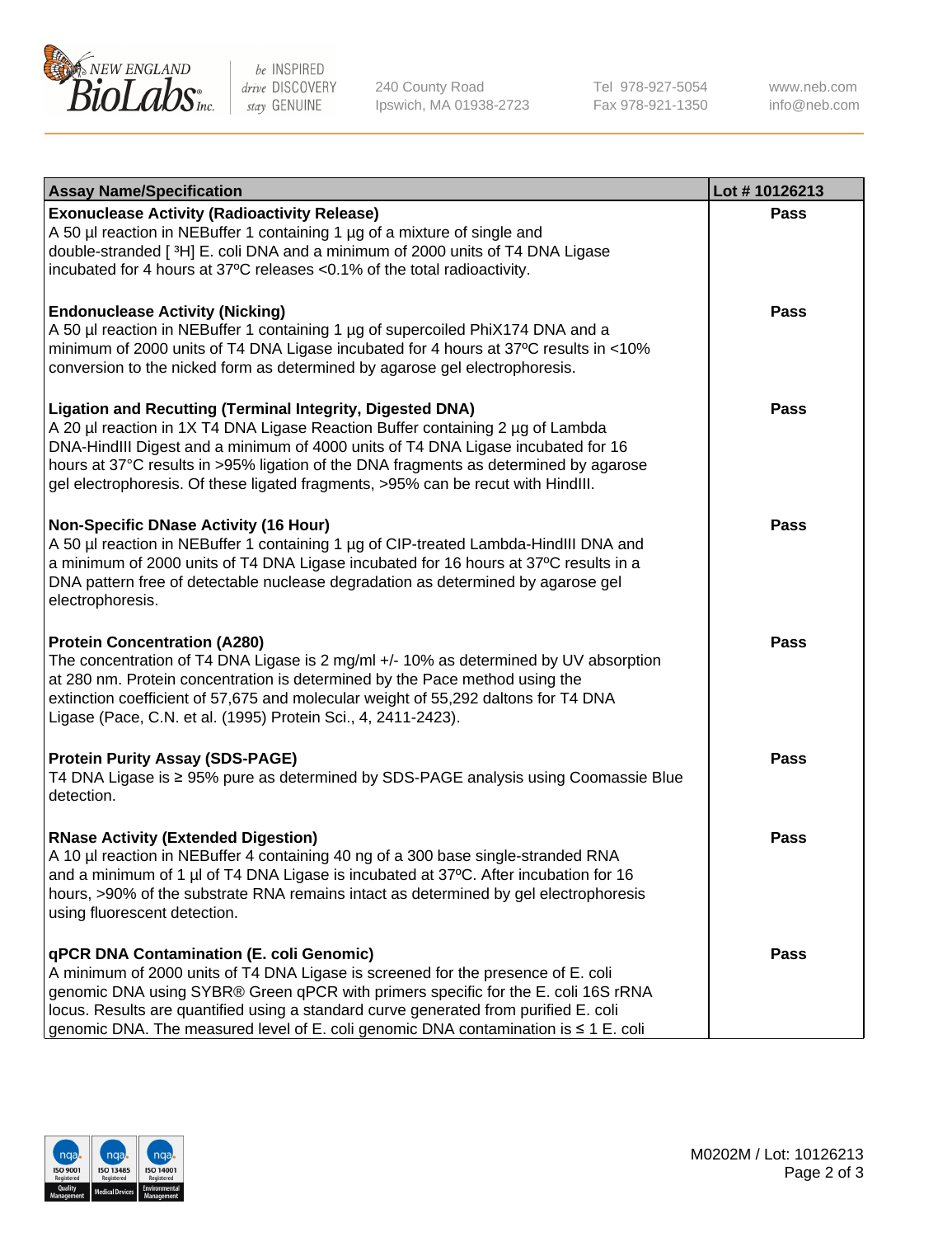| Assay Name/Specification | Lot # 10126213 |
|---|---|
| **Exonuclease Activity (Radioactivity Release)**<br>A 50 µl reaction in NEBuffer 1 containing 1 µg of a mixture of single and double-stranded [ $^{3}$H] E. coli DNA and a minimum of 2000 units of T4 DNA Ligase incubated for 4 hours at 37ºC releases <0.1% of the total radioactivity. | Pass |
| **Endonuclease Activity (Nicking)**<br>A 50 µl reaction in NEBuffer 1 containing 1 µg of supercoiled PhiX174 DNA and a minimum of 2000 units of T4 DNA Ligase incubated for 4 hours at 37ºC results in <10% conversion to the nicked form as determined by agarose gel electrophoresis. | Pass |
| **Ligation and Recutting (Terminal Integrity, Digested DNA)**<br>A 20 µl reaction in 1X T4 DNA Ligase Reaction Buffer containing 2 µg of Lambda DNA-HindIII Digest and a minimum of 4000 units of T4 DNA Ligase incubated for 16 hours at 37°C results in >95% ligation of the DNA fragments as determined by agarose gel electrophoresis. Of these ligated fragments, >95% can be recut with HindIII. | Pass |
| **Non-Specific DNase Activity (16 Hour)**<br>A 50 µl reaction in NEBuffer 1 containing 1 µg of CIP-treated Lambda-HindIII DNA and a minimum of 2000 units of T4 DNA Ligase incubated for 16 hours at 37ºC results in a DNA pattern free of detectable nuclease degradation as determined by agarose gel electrophoresis. | Pass |
| **Protein Concentration (A280)**<br>The concentration of T4 DNA Ligase is 2 mg/ml +/- 10% as determined by UV absorption at 280 nm. Protein concentration is determined by the Pace method using the extinction coefficient of 57,675 and molecular weight of 55,292 daltons for T4 DNA Ligase (Pace, C.N. et al. (1995) Protein Sci., 4, 2411-2423). | Pass |
| **Protein Purity Assay (SDS-PAGE)**<br>T4 DNA Ligase is ≥ 95% pure as determined by SDS-PAGE analysis using Coomassie Blue detection. | Pass |
| **RNase Activity (Extended Digestion)**<br>A 10 µl reaction in NEBuffer 4 containing 40 ng of a 300 base single-stranded RNA and a minimum of 1 µl of T4 DNA Ligase is incubated at 37ºC. After incubation for 16 hours, >90% of the substrate RNA remains intact as determined by gel electrophoresis using fluorescent detection. | Pass |
| **qPCR DNA Contamination (E. coli Genomic)**<br>A minimum of 2000 units of T4 DNA Ligase is screened for the presence of E. coli genomic DNA using SYBR® Green qPCR with primers specific for the E. coli 16S rRNA locus. Results are quantified using a standard curve generated from purified E. coli genomic DNA. The measured level of E. coli genomic DNA contamination is ≤ 1 E. coli | Pass |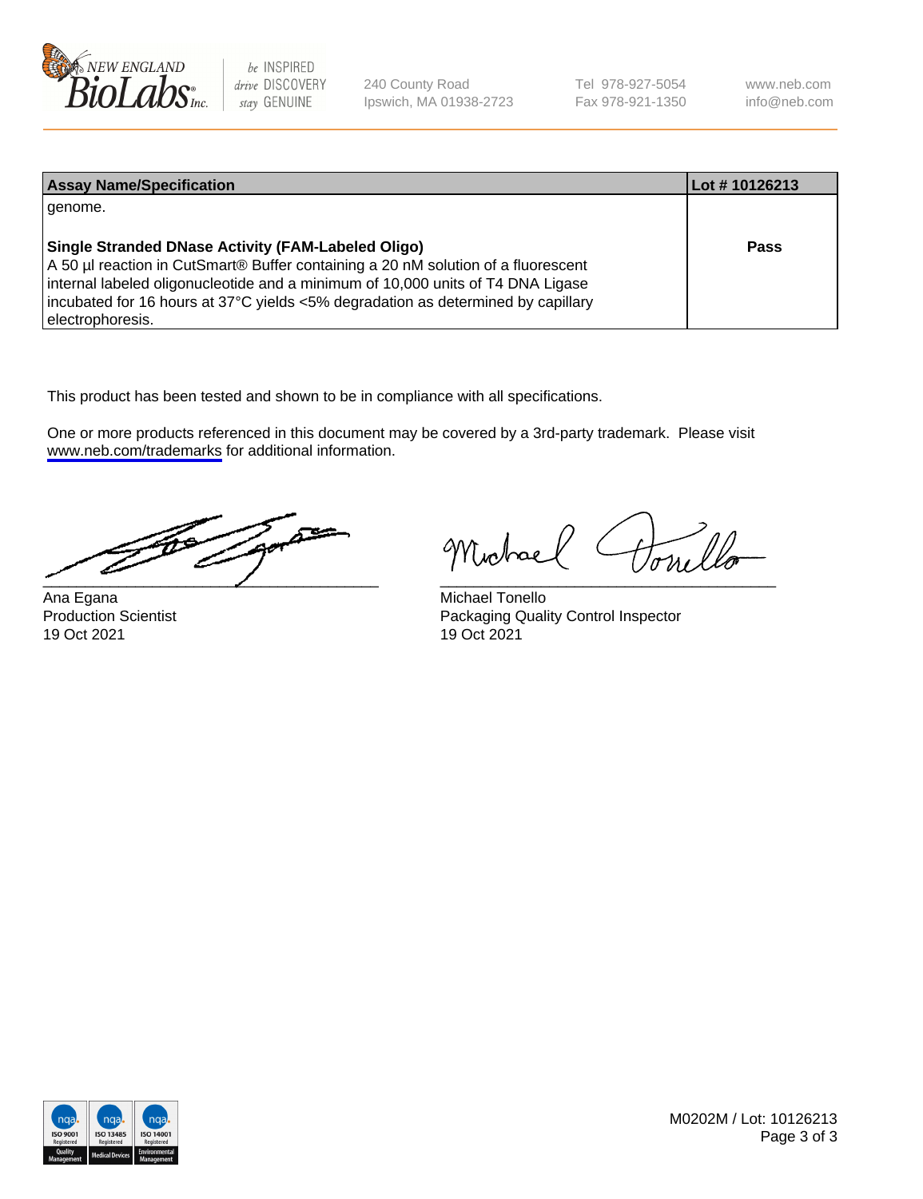| Assay Name/Specification | Lot # 10126213 |
| --- | --- |
| genome. | |
| **Single Stranded DNase Activity (FAM-Labeled Oligo)**<br>A 50 µl reaction in CutSmart® Buffer containing a 20 nM solution of a fluorescent internal labeled oligonucleotide and a minimum of 10,000 units of T4 DNA Ligase incubated for 16 hours at 37°C yields <5% degradation as determined by capillary electrophoresis. | **Pass** |

This product has been tested and shown to be in compliance with all specifications.

One or more products referenced in this document may be covered by a 3rd-party trademark. Please visit www.neb.com/trademarks for additional information.

Ana Egana
Production Scientist
19 Oct 2021

Michael Tonello
Packaging Quality Control Inspector
19 Oct 2021

M0202M / Lot: 10126213